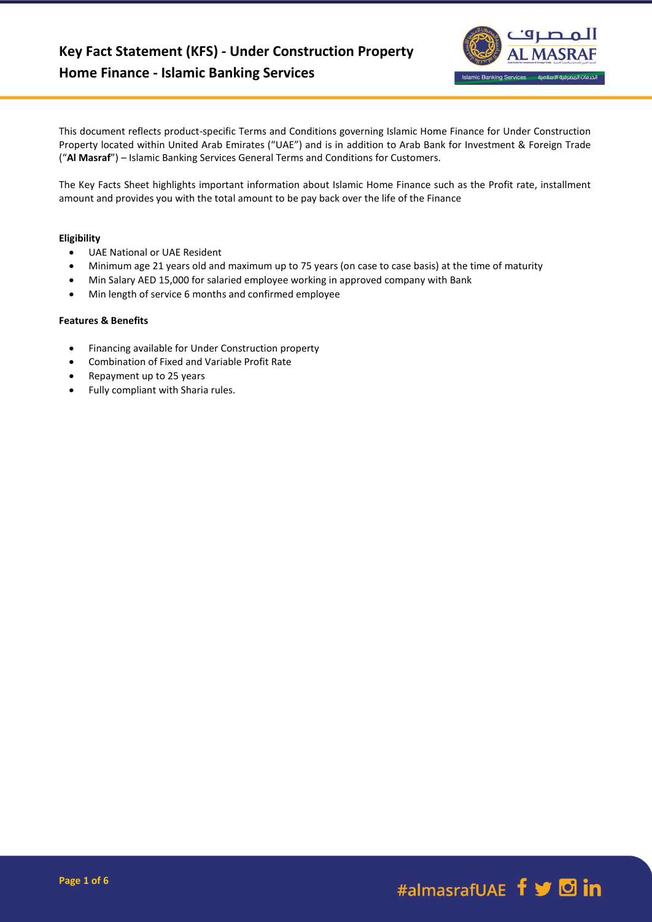# Key Fact Statement (KFS) - Under Construction Property Home Finance - Islamic Banking Services

This document reflects product-specific Terms and Conditions governing Islamic Home Finance for Under Construction Property located within United Arab Emirates ("UAE") and is in addition to Arab Bank for Investment & Foreign Trade ("**Al Masraf**") – Islamic Banking Services General Terms and Conditions for Customers.

The Key Facts Sheet highlights important information about Islamic Home Finance such as the Profit rate, installment amount and provides you with the total amount to be pay back over the life of the Finance

**Eligibility**

- UAE National or UAE Resident
- Minimum age 21 years old and maximum up to 75 years (on case to case basis) at the time of maturity
- Min Salary AED 15,000 for salaried employee working in approved company with Bank
- Min length of service 6 months and confirmed employee

**Features & Benefits**

- Financing available for Under Construction property
- Combination of Fixed and Variable Profit Rate
- Repayment up to 25 years
- Fully compliant with Sharia rules.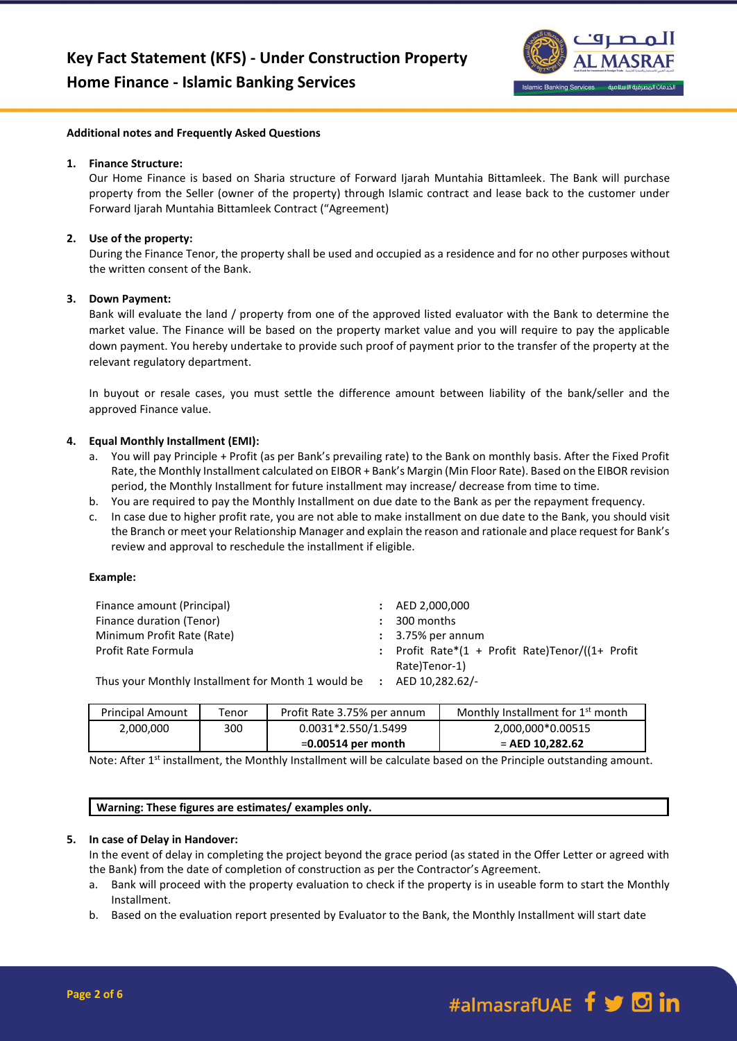## Additional notes and Frequently Asked Questions

1. **Finance Structure:**
   Our Home Finance is based on Sharia structure of Forward Ijarah Muntahia Bittamleek. The Bank will purchase property from the Seller (owner of the property) through Islamic contract and lease back to the customer under Forward Ijarah Muntahia Bittamleek Contract ("Agreement")

2. **Use of the property:**
   During the Finance Tenor, the property shall be used and occupied as a residence and for no other purposes without the written consent of the Bank.

3. **Down Payment:**
   Bank will evaluate the land / property from one of the approved listed evaluator with the Bank to determine the market value. The Finance will be based on the property market value and you will require to pay the applicable down payment. You hereby undertake to provide such proof of payment prior to the transfer of the property at the relevant regulatory department.

   In buyout or resale cases, you must settle the difference amount between liability of the bank/seller and the approved Finance value.

4. **Equal Monthly Installment (EMI):**
   a. You will pay Principle + Profit (as per Bank's prevailing rate) to the Bank on monthly basis. After the Fixed Profit Rate, the Monthly Installment calculated on EIBOR + Bank's Margin (Min Floor Rate). Based on the EIBOR revision period, the Monthly Installment for future installment may increase/ decrease from time to time.
   b. You are required to pay the Monthly Installment on due date to the Bank as per the repayment frequency.
   c. In case due to higher profit rate, you are not able to make installment on due date to the Bank, you should visit the Branch or meet your Relationship Manager and explain the reason and rationale and place request for Bank's review and approval to reschedule the installment if eligible.

   **Example:**

   | | | |
   |---|---|---|
   | Finance amount (Principal) | : | AED 2,000,000 |
   | Finance duration (Tenor) | : | 300 months |
   | Minimum Profit Rate (Rate) | : | 3.75% per annum |
   | Profit Rate Formula | : | Profit Rate*(1 + Profit Rate)Tenor/((1+ Profit Rate)Tenor-1) |
   | Thus your Monthly Installment for Month 1 would be | : | AED 10,282.62/- |

   | Principal Amount | Tenor | Profit Rate 3.75% per annum | Monthly Installment for 1st month |
   |---|---|---|---|
   | 2,000,000 | 300 | 0.0031*2.550/1.5499 =**0.00514 per month** | 2,000,000*0.00515 = **AED 10,282.62** |

   Note: After 1st installment, the Monthly Installment will be calculate based on the Principle outstanding amount.

   **Warning: These figures are estimates/ examples only.**

5. **In case of Delay in Handover:**
   In the event of delay in completing the project beyond the grace period (as stated in the Offer Letter or agreed with the Bank) from the date of completion of construction as per the Contractor's Agreement.
   a. Bank will proceed with the property evaluation to check if the property is in useable form to start the Monthly Installment.
   b. Based on the evaluation report presented by Evaluator to the Bank, the Monthly Installment will start date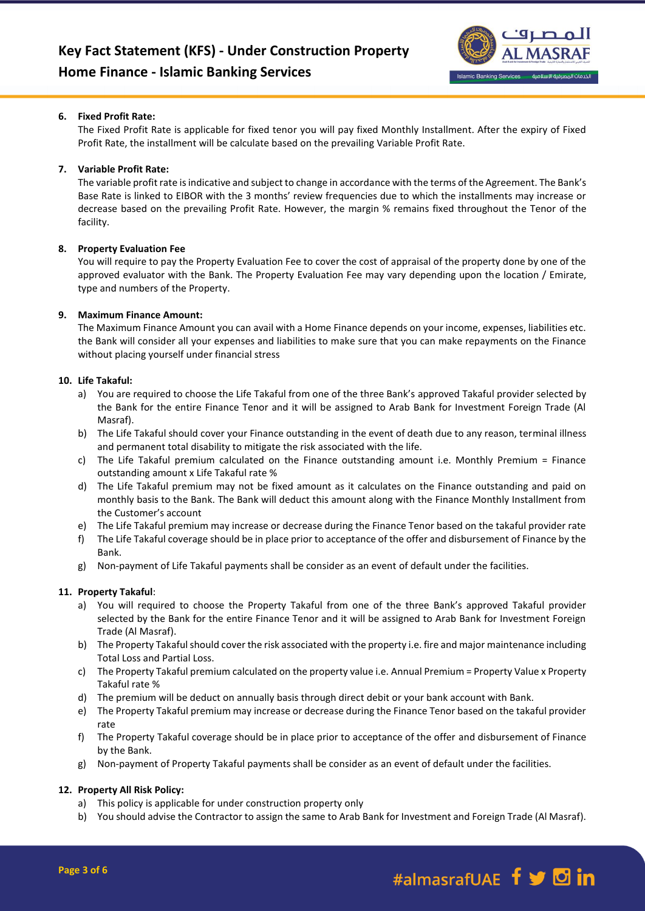6. **Fixed Profit Rate:**
The Fixed Profit Rate is applicable for fixed tenor you will pay fixed Monthly Installment. After the expiry of Fixed Profit Rate, the installment will be calculate based on the prevailing Variable Profit Rate.

7. **Variable Profit Rate:**
The variable profit rate is indicative and subject to change in accordance with the terms of the Agreement. The Bank's Base Rate is linked to EIBOR with the 3 months' review frequencies due to which the installments may increase or decrease based on the prevailing Profit Rate. However, the margin % remains fixed throughout the Tenor of the facility.

8. **Property Evaluation Fee**
You will require to pay the Property Evaluation Fee to cover the cost of appraisal of the property done by one of the approved evaluator with the Bank. The Property Evaluation Fee may vary depending upon the location / Emirate, type and numbers of the Property.

9. **Maximum Finance Amount:**
The Maximum Finance Amount you can avail with a Home Finance depends on your income, expenses, liabilities etc. the Bank will consider all your expenses and liabilities to make sure that you can make repayments on the Finance without placing yourself under financial stress

10. **Life Takaful:**
    a) You are required to choose the Life Takaful from one of the three Bank's approved Takaful provider selected by the Bank for the entire Finance Tenor and it will be assigned to Arab Bank for Investment Foreign Trade (Al Masraf).
    b) The Life Takaful should cover your Finance outstanding in the event of death due to any reason, terminal illness and permanent total disability to mitigate the risk associated with the life.
    c) The Life Takaful premium calculated on the Finance outstanding amount i.e. Monthly Premium = Finance outstanding amount x Life Takaful rate %
    d) The Life Takaful premium may not be fixed amount as it calculates on the Finance outstanding and paid on monthly basis to the Bank. The Bank will deduct this amount along with the Finance Monthly Installment from the Customer's account
    e) The Life Takaful premium may increase or decrease during the Finance Tenor based on the takaful provider rate
    f) The Life Takaful coverage should be in place prior to acceptance of the offer and disbursement of Finance by the Bank.
    g) Non-payment of Life Takaful payments shall be consider as an event of default under the facilities.

11. **Property Takaful**:
    a) You will required to choose the Property Takaful from one of the three Bank's approved Takaful provider selected by the Bank for the entire Finance Tenor and it will be assigned to Arab Bank for Investment Foreign Trade (Al Masraf).
    b) The Property Takaful should cover the risk associated with the property i.e. fire and major maintenance including Total Loss and Partial Loss.
    c) The Property Takaful premium calculated on the property value i.e. Annual Premium = Property Value x Property Takaful rate %
    d) The premium will be deduct on annually basis through direct debit or your bank account with Bank.
    e) The Property Takaful premium may increase or decrease during the Finance Tenor based on the takaful provider rate
    f) The Property Takaful coverage should be in place prior to acceptance of the offer and disbursement of Finance by the Bank.
    g) Non-payment of Property Takaful payments shall be consider as an event of default under the facilities.

12. **Property All Risk Policy:**
    a) This policy is applicable for under construction property only
    b) You should advise the Contractor to assign the same to Arab Bank for Investment and Foreign Trade (Al Masraf).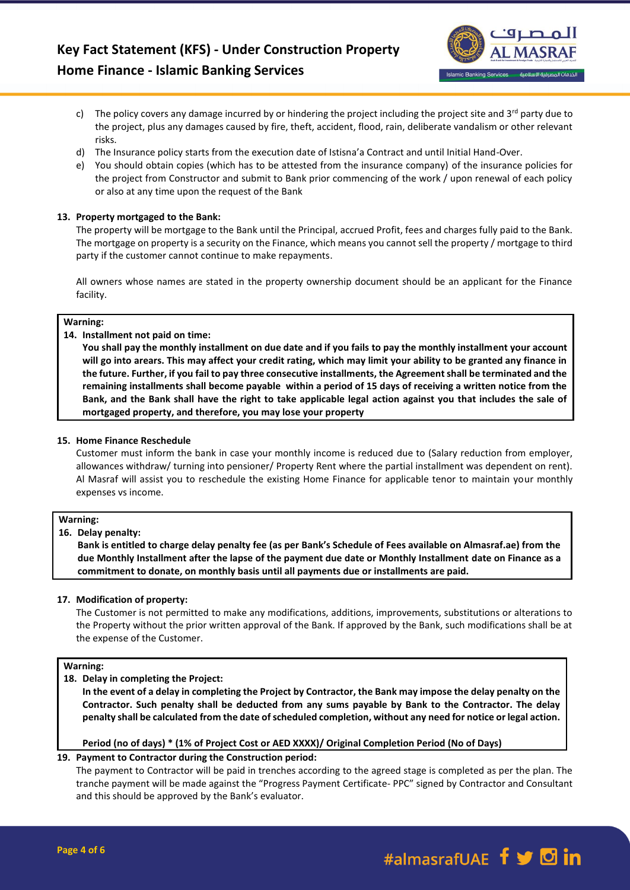c) The policy covers any damage incurred by or hindering the project including the project site and 3rd party due to the project, plus any damages caused by fire, theft, accident, flood, rain, deliberate vandalism or other relevant risks.

d) The Insurance policy starts from the execution date of Istisna'a Contract and until Initial Hand-Over.

e) You should obtain copies (which has to be attested from the insurance company) of the insurance policies for the project from Constructor and submit to Bank prior commencing of the work / upon renewal of each policy or also at any time upon the request of the Bank

**13. Property mortgaged to the Bank:**

The property will be mortgage to the Bank until the Principal, accrued Profit, fees and charges fully paid to the Bank. The mortgage on property is a security on the Finance, which means you cannot sell the property / mortgage to third party if the customer cannot continue to make repayments.

All owners whose names are stated in the property ownership document should be an applicant for the Finance facility.

**Warning:**

**14. Installment not paid on time:**

**You shall pay the monthly installment on due date and if you fails to pay the monthly installment your account will go into arears. This may affect your credit rating, which may limit your ability to be granted any finance in the future. Further, if you fail to pay three consecutive installments, the Agreement shall be terminated and the remaining installments shall become payable within a period of 15 days of receiving a written notice from the Bank, and the Bank shall have the right to take applicable legal action against you that includes the sale of mortgaged property, and therefore, you may lose your property**

**15. Home Finance Reschedule**

Customer must inform the bank in case your monthly income is reduced due to (Salary reduction from employer, allowances withdraw/ turning into pensioner/ Property Rent where the partial installment was dependent on rent). Al Masraf will assist you to reschedule the existing Home Finance for applicable tenor to maintain your monthly expenses vs income.

**Warning:**

**16. Delay penalty:**

**Bank is entitled to charge delay penalty fee (as per Bank's Schedule of Fees available on Almasraf.ae) from the due Monthly Installment after the lapse of the payment due date or Monthly Installment date on Finance as a commitment to donate, on monthly basis until all payments due or installments are paid.**

**17. Modification of property:**

The Customer is not permitted to make any modifications, additions, improvements, substitutions or alterations to the Property without the prior written approval of the Bank. If approved by the Bank, such modifications shall be at the expense of the Customer.

**Warning:**

**18. Delay in completing the Project:**

**In the event of a delay in completing the Project by Contractor, the Bank may impose the delay penalty on the Contractor. Such penalty shall be deducted from any sums payable by Bank to the Contractor. The delay penalty shall be calculated from the date of scheduled completion, without any need for notice or legal action.**

**Period (no of days) * (1% of Project Cost or AED XXXX)/ Original Completion Period (No of Days)**

**19. Payment to Contractor during the Construction period:**

The payment to Contractor will be paid in trenches according to the agreed stage is completed as per the plan. The tranche payment will be made against the "Progress Payment Certificate- PPC" signed by Contractor and Consultant and this should be approved by the Bank's evaluator.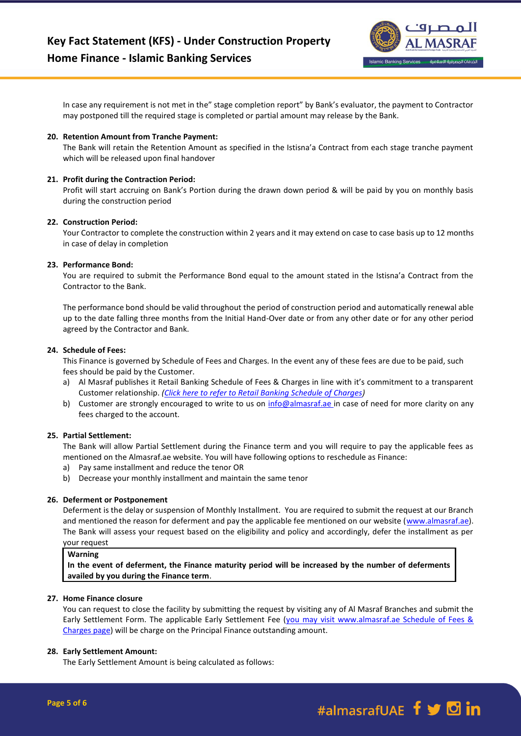In case any requirement is not met in the" stage completion report" by Bank's evaluator, the payment to Contractor may postponed till the required stage is completed or partial amount may release by the Bank.

**20. Retention Amount from Tranche Payment:**
The Bank will retain the Retention Amount as specified in the Istisna'a Contract from each stage tranche payment which will be released upon final handover

**21. Profit during the Contraction Period:**
Profit will start accruing on Bank's Portion during the drawn down period & will be paid by you on monthly basis during the construction period

**22. Construction Period:**
Your Contractor to complete the construction within 2 years and it may extend on case to case basis up to 12 months in case of delay in completion

**23. Performance Bond:**
You are required to submit the Performance Bond equal to the amount stated in the Istisna'a Contract from the Contractor to the Bank.

The performance bond should be valid throughout the period of construction period and automatically renewal able up to the date falling three months from the Initial Hand-Over date or from any other date or for any other period agreed by the Contractor and Bank.

**24. Schedule of Fees:**
This Finance is governed by Schedule of Fees and Charges. In the event any of these fees are due to be paid, such fees should be paid by the Customer.

a) Al Masraf publishes it Retail Banking Schedule of Fees & Charges in line with it's commitment to a transparent Customer relationship. *(Click here to refer to Retail Banking Schedule of Charges)*
b) Customer are strongly encouraged to write to us on info@almasraf.ae in case of need for more clarity on any fees charged to the account.

**25. Partial Settlement:**
The Bank will allow Partial Settlement during the Finance term and you will require to pay the applicable fees as mentioned on the Almasraf.ae website. You will have following options to reschedule as Finance:

a) Pay same installment and reduce the tenor OR
b) Decrease your monthly installment and maintain the same tenor

**26. Deferment or Postponement**
Deferment is the delay or suspension of Monthly Installment. You are required to submit the request at our Branch and mentioned the reason for deferment and pay the applicable fee mentioned on our website (www.almasraf.ae). The Bank will assess your request based on the eligibility and policy and accordingly, defer the installment as per your request

> **Warning**
> **In the event of deferment, the Finance maturity period will be increased by the number of deferments availed by you during the Finance term**.

**27. Home Finance closure**
You can request to close the facility by submitting the request by visiting any of Al Masraf Branches and submit the Early Settlement Form. The applicable Early Settlement Fee (you may visit www.almasraf.ae Schedule of Fees & Charges page) will be charge on the Principal Finance outstanding amount.

**28. Early Settlement Amount:**
The Early Settlement Amount is being calculated as follows: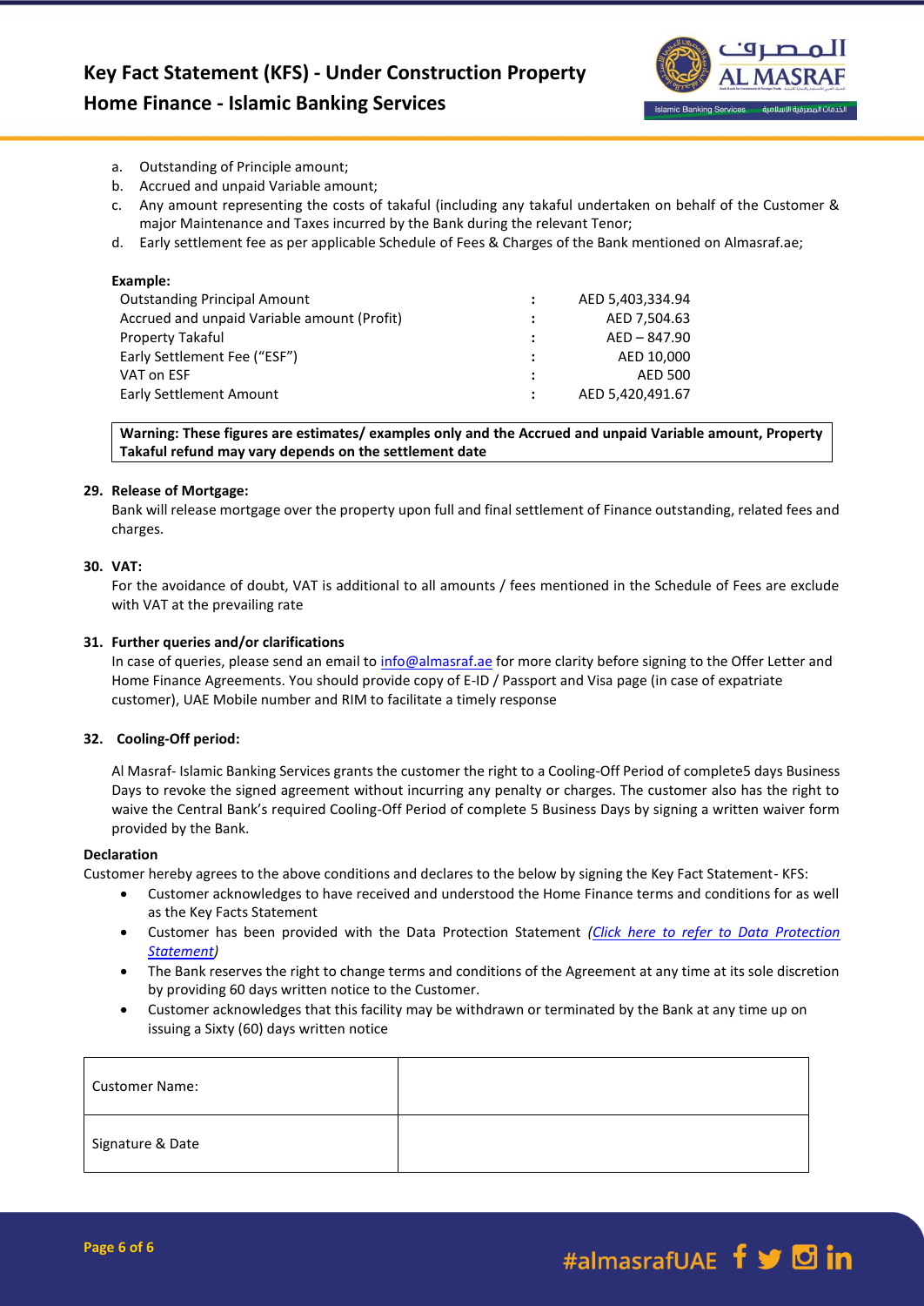a. Outstanding of Principle amount;
b. Accrued and unpaid Variable amount;
c. Any amount representing the costs of takaful (including any takaful undertaken on behalf of the Customer & major Maintenance and Taxes incurred by the Bank during the relevant Tenor;
d. Early settlement fee as per applicable Schedule of Fees & Charges of the Bank mentioned on Almasraf.ae;

**Example:**

| | | |
|---|---|---|
| Outstanding Principal Amount | : | AED 5,403,334.94 |
| Accrued and unpaid Variable amount (Profit) | : | AED 7,504.63 |
| Property Takaful | : | AED – 847.90 |
| Early Settlement Fee ("ESF") | : | AED 10,000 |
| VAT on ESF | : | AED 500 |
| Early Settlement Amount | : | AED 5,420,491.67 |

**Warning: These figures are estimates/ examples only and the Accrued and unpaid Variable amount, Property Takaful refund may vary depends on the settlement date**

**29. Release of Mortgage:**

Bank will release mortgage over the property upon full and final settlement of Finance outstanding, related fees and charges.

**30. VAT:**

For the avoidance of doubt, VAT is additional to all amounts / fees mentioned in the Schedule of Fees are exclude with VAT at the prevailing rate

**31. Further queries and/or clarifications**

In case of queries, please send an email to info@almasraf.ae for more clarity before signing to the Offer Letter and Home Finance Agreements. You should provide copy of E-ID / Passport and Visa page (in case of expatriate customer), UAE Mobile number and RIM to facilitate a timely response

**32. Cooling-Off period:**

Al Masraf- Islamic Banking Services grants the customer the right to a Cooling-Off Period of complete5 days Business Days to revoke the signed agreement without incurring any penalty or charges. The customer also has the right to waive the Central Bank's required Cooling-Off Period of complete 5 Business Days by signing a written waiver form provided by the Bank.

**Declaration**

Customer hereby agrees to the above conditions and declares to the below by signing the Key Fact Statement- KFS:

- Customer acknowledges to have received and understood the Home Finance terms and conditions for as well as the Key Facts Statement
- Customer has been provided with the Data Protection Statement *(Click here to refer to Data Protection Statement)*
- The Bank reserves the right to change terms and conditions of the Agreement at any time at its sole discretion by providing 60 days written notice to the Customer.
- Customer acknowledges that this facility may be withdrawn or terminated by the Bank at any time up on issuing a Sixty (60) days written notice

| | |
|---|---|
| Customer Name: | |
| Signature & Date | |